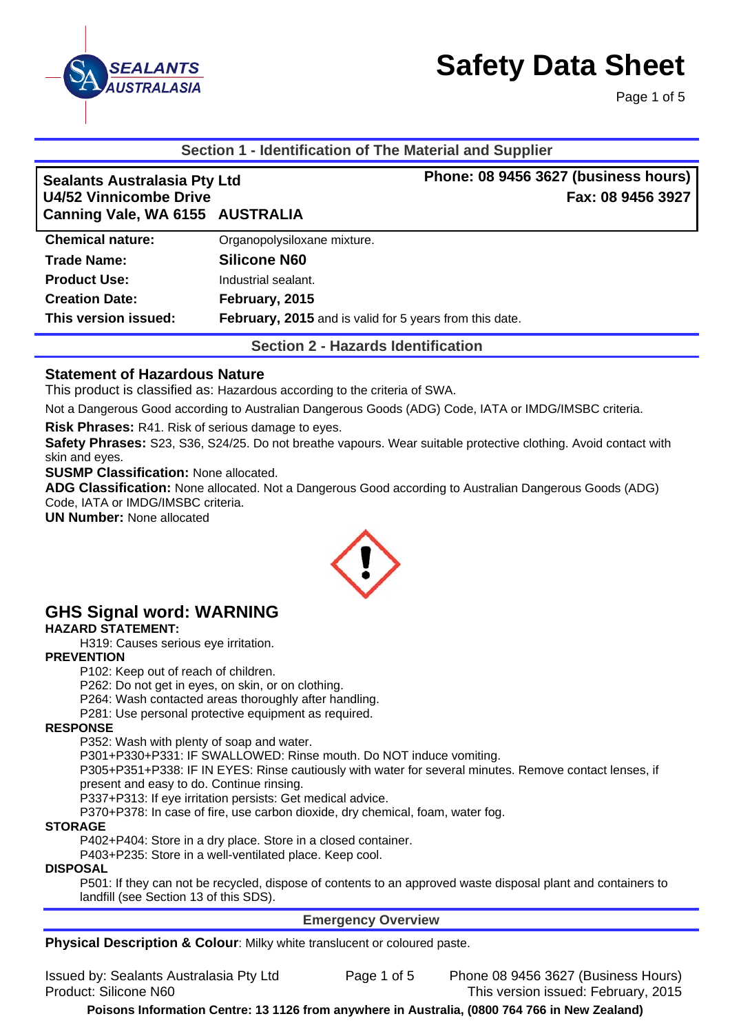# Safety Data Sheet

## Section 1 - Identification of The Material and Supplier

**Sealants Australasia Pty Ltd**
**U4/52 Vinnicombe Drive**
**Canning Vale, WA 6155 AUSTRALIA**

**Phone: 08 9456 3627 (business hours)**
**Fax: 08 9456 3927**

| | |
|---|---|
| **Chemical nature:** | Organopolysiloxane mixture. |
| **Trade Name:** | **Silicone N60** |
| **Product Use:** | Industrial sealant. |
| **Creation Date:** | **February, 2015** |
| **This version issued:** | **February, 2015** and is valid for 5 years from this date. |

## Section 2 - Hazards Identification

### Statement of Hazardous Nature

This product is classified as: Hazardous according to the criteria of SWA.

Not a Dangerous Good according to Australian Dangerous Goods (ADG) Code, IATA or IMDG/IMSBC criteria.

**Risk Phrases:** R41. Risk of serious damage to eyes.

**Safety Phrases:** S23, S36, S24/25. Do not breathe vapours. Wear suitable protective clothing. Avoid contact with skin and eyes.

**SUSMP Classification:** None allocated.

**ADG Classification:** None allocated. Not a Dangerous Good according to Australian Dangerous Goods (ADG) Code, IATA or IMDG/IMSBC criteria.

**UN Number:** None allocated

### GHS Signal word: WARNING

**HAZARD STATEMENT:**

H319: Causes serious eye irritation.

**PREVENTION**

P102: Keep out of reach of children.
P262: Do not get in eyes, on skin, or on clothing.
P264: Wash contacted areas thoroughly after handling.
P281: Use personal protective equipment as required.

**RESPONSE**

P352: Wash with plenty of soap and water.
P301+P330+P331: IF SWALLOWED: Rinse mouth. Do NOT induce vomiting.
P305+P351+P338: IF IN EYES: Rinse cautiously with water for several minutes. Remove contact lenses, if present and easy to do. Continue rinsing.
P337+P313: If eye irritation persists: Get medical advice.
P370+P378: In case of fire, use carbon dioxide, dry chemical, foam, water fog.

**STORAGE**

P402+P404: Store in a dry place. Store in a closed container.
P403+P235: Store in a well-ventilated place. Keep cool.

**DISPOSAL**

P501: If they can not be recycled, dispose of contents to an approved waste disposal plant and containers to landfill (see Section 13 of this SDS).

### Emergency Overview

**Physical Description & Colour**: Milky white translucent or coloured paste.

**Poisons Information Centre: 13 1126 from anywhere in Australia, (0800 764 766 in New Zealand)**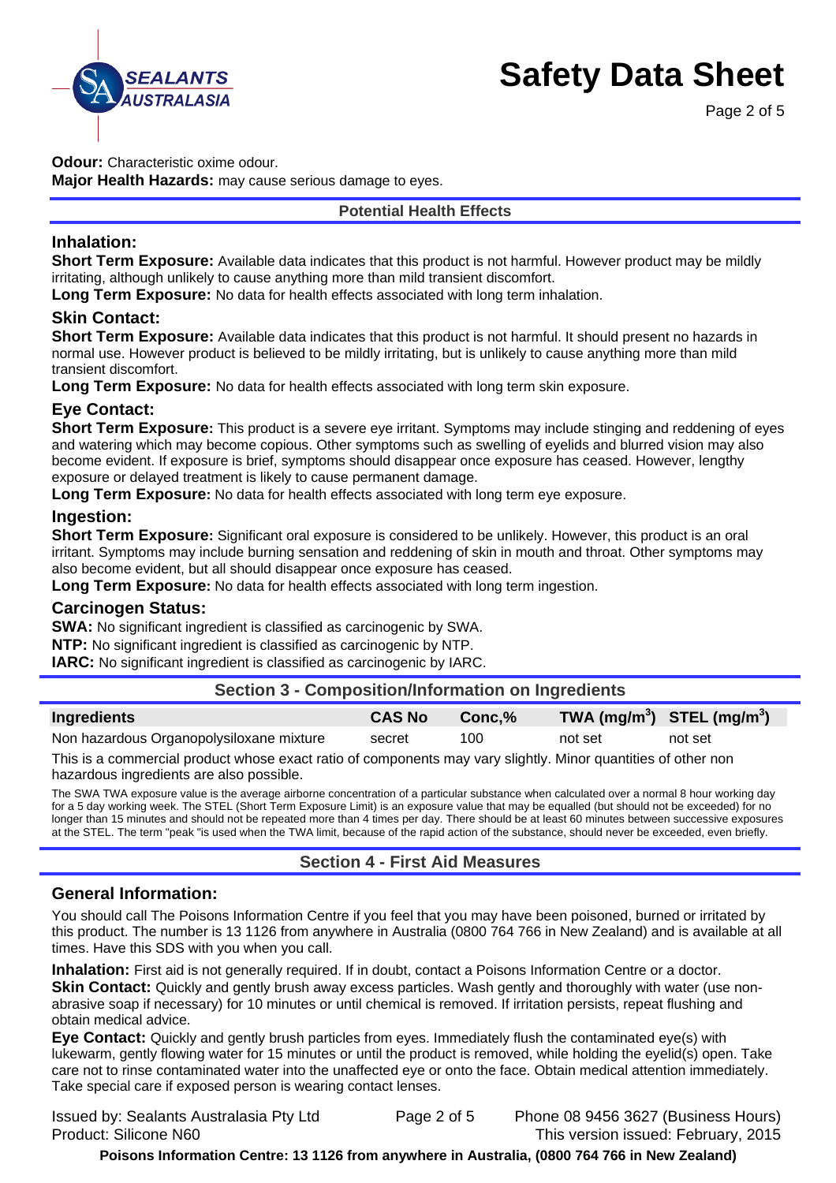**Odour:** Characteristic oxime odour.
**Major Health Hazards:** may cause serious damage to eyes.

## Potential Health Effects

### Inhalation:

**Short Term Exposure:** Available data indicates that this product is not harmful. However product may be mildly irritating, although unlikely to cause anything more than mild transient discomfort.
**Long Term Exposure:** No data for health effects associated with long term inhalation.

### Skin Contact:

**Short Term Exposure:** Available data indicates that this product is not harmful. It should present no hazards in normal use. However product is believed to be mildly irritating, but is unlikely to cause anything more than mild transient discomfort.
**Long Term Exposure:** No data for health effects associated with long term skin exposure.

### Eye Contact:

**Short Term Exposure:** This product is a severe eye irritant. Symptoms may include stinging and reddening of eyes and watering which may become copious. Other symptoms such as swelling of eyelids and blurred vision may also become evident. If exposure is brief, symptoms should disappear once exposure has ceased. However, lengthy exposure or delayed treatment is likely to cause permanent damage.
**Long Term Exposure:** No data for health effects associated with long term eye exposure.

### Ingestion:

**Short Term Exposure:** Significant oral exposure is considered to be unlikely. However, this product is an oral irritant. Symptoms may include burning sensation and reddening of skin in mouth and throat. Other symptoms may also become evident, but all should disappear once exposure has ceased.
**Long Term Exposure:** No data for health effects associated with long term ingestion.

### Carcinogen Status:

**SWA:** No significant ingredient is classified as carcinogenic by SWA.
**NTP:** No significant ingredient is classified as carcinogenic by NTP.
**IARC:** No significant ingredient is classified as carcinogenic by IARC.

## Section 3 - Composition/Information on Ingredients

| Ingredients | CAS No | Conc,% | TWA ($mg/m^3$) | STEL ($mg/m^3$) |
|---|---|---|---|---|
| Non hazardous Organopolysiloxane mixture | secret | 100 | not set | not set |

This is a commercial product whose exact ratio of components may vary slightly. Minor quantities of other non hazardous ingredients are also possible.

The SWA TWA exposure value is the average airborne concentration of a particular substance when calculated over a normal 8 hour working day for a 5 day working week. The STEL (Short Term Exposure Limit) is an exposure value that may be equalled (but should not be exceeded) for no longer than 15 minutes and should not be repeated more than 4 times per day. There should be at least 60 minutes between successive exposures at the STEL. The term "peak "is used when the TWA limit, because of the rapid action of the substance, should never be exceeded, even briefly.

## Section 4 - First Aid Measures

### General Information:

You should call The Poisons Information Centre if you feel that you may have been poisoned, burned or irritated by this product. The number is 13 1126 from anywhere in Australia (0800 764 766 in New Zealand) and is available at all times. Have this SDS with you when you call.

**Inhalation:** First aid is not generally required. If in doubt, contact a Poisons Information Centre or a doctor.
**Skin Contact:** Quickly and gently brush away excess particles. Wash gently and thoroughly with water (use non-abrasive soap if necessary) for 10 minutes or until chemical is removed. If irritation persists, repeat flushing and obtain medical advice.

**Eye Contact:** Quickly and gently brush particles from eyes. Immediately flush the contaminated eye(s) with lukewarm, gently flowing water for 15 minutes or until the product is removed, while holding the eyelid(s) open. Take care not to rinse contaminated water into the unaffected eye or onto the face. Obtain medical attention immediately. Take special care if exposed person is wearing contact lenses.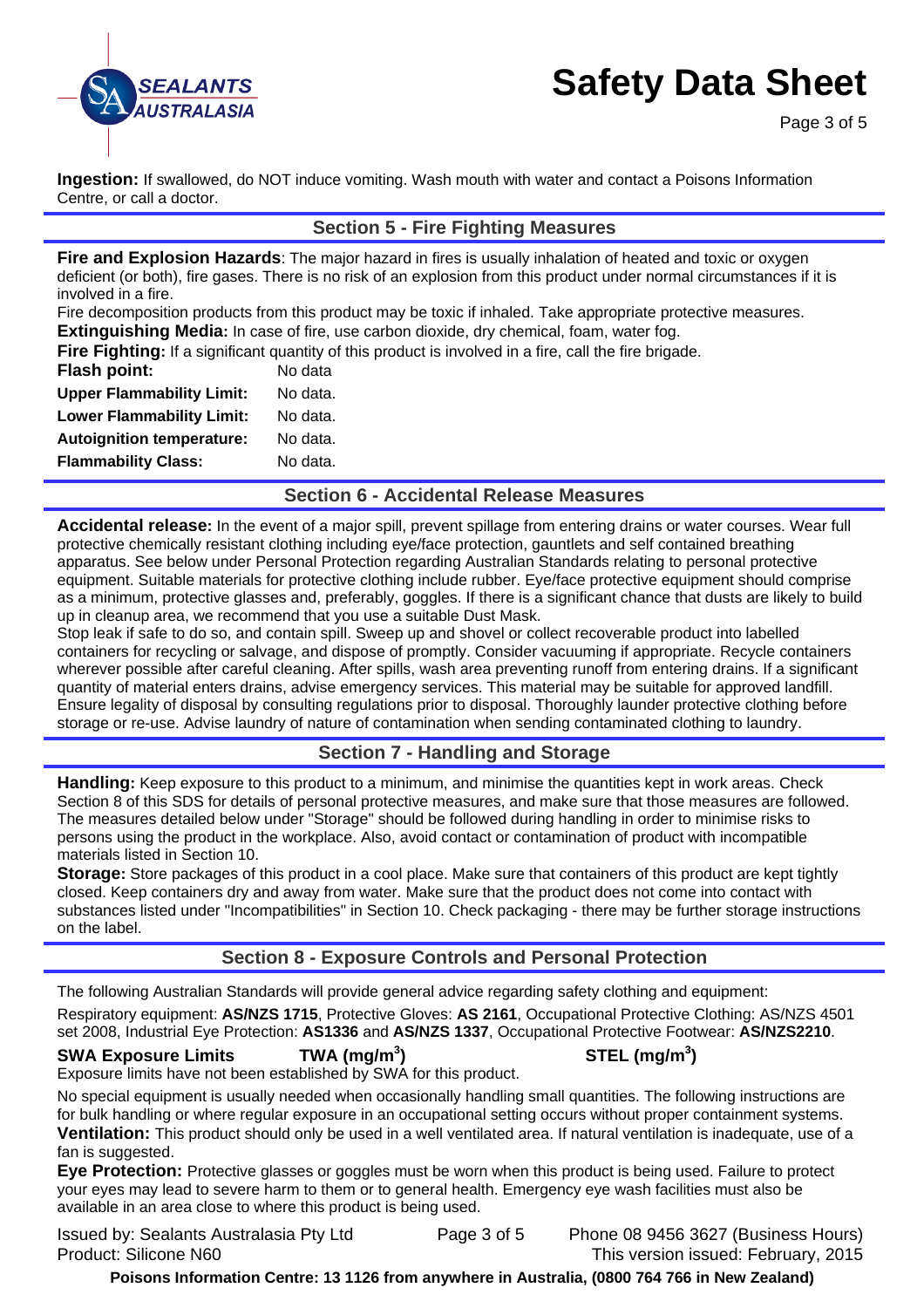**Ingestion:** If swallowed, do NOT induce vomiting. Wash mouth with water and contact a Poisons Information Centre, or call a doctor.

## Section 5 - Fire Fighting Measures

**Fire and Explosion Hazards**: The major hazard in fires is usually inhalation of heated and toxic or oxygen deficient (or both), fire gases. There is no risk of an explosion from this product under normal circumstances if it is involved in a fire.

Fire decomposition products from this product may be toxic if inhaled. Take appropriate protective measures.

**Extinguishing Media:** In case of fire, use carbon dioxide, dry chemical, foam, water fog.

**Fire Fighting:** If a significant quantity of this product is involved in a fire, call the fire brigade.

| | |
|---|---|
| **Flash point:** | No data |
| **Upper Flammability Limit:** | No data. |
| **Lower Flammability Limit:** | No data. |
| **Autoignition temperature:** | No data. |
| **Flammability Class:** | No data. |

## Section 6 - Accidental Release Measures

**Accidental release:** In the event of a major spill, prevent spillage from entering drains or water courses. Wear full protective chemically resistant clothing including eye/face protection, gauntlets and self contained breathing apparatus. See below under Personal Protection regarding Australian Standards relating to personal protective equipment. Suitable materials for protective clothing include rubber. Eye/face protective equipment should comprise as a minimum, protective glasses and, preferably, goggles. If there is a significant chance that dusts are likely to build up in cleanup area, we recommend that you use a suitable Dust Mask.

Stop leak if safe to do so, and contain spill. Sweep up and shovel or collect recoverable product into labelled containers for recycling or salvage, and dispose of promptly. Consider vacuuming if appropriate. Recycle containers wherever possible after careful cleaning. After spills, wash area preventing runoff from entering drains. If a significant quantity of material enters drains, advise emergency services. This material may be suitable for approved landfill. Ensure legality of disposal by consulting regulations prior to disposal. Thoroughly launder protective clothing before storage or re-use. Advise laundry of nature of contamination when sending contaminated clothing to laundry.

## Section 7 - Handling and Storage

**Handling:** Keep exposure to this product to a minimum, and minimise the quantities kept in work areas. Check Section 8 of this SDS for details of personal protective measures, and make sure that those measures are followed. The measures detailed below under "Storage" should be followed during handling in order to minimise risks to persons using the product in the workplace. Also, avoid contact or contamination of product with incompatible materials listed in Section 10.

**Storage:** Store packages of this product in a cool place. Make sure that containers of this product are kept tightly closed. Keep containers dry and away from water. Make sure that the product does not come into contact with substances listed under "Incompatibilities" in Section 10. Check packaging - there may be further storage instructions on the label.

## Section 8 - Exposure Controls and Personal Protection

The following Australian Standards will provide general advice regarding safety clothing and equipment:

Respiratory equipment: **AS/NZS 1715**, Protective Gloves: **AS 2161**, Occupational Protective Clothing: AS/NZS 4501 set 2008, Industrial Eye Protection: **AS1336** and **AS/NZS 1337**, Occupational Protective Footwear: **AS/NZS2210**.

| **SWA Exposure Limits** | **TWA (mg/m$^3$)** | **STEL (mg/m$^3$)** |
|---|---|---|

Exposure limits have not been established by SWA for this product.

No special equipment is usually needed when occasionally handling small quantities. The following instructions are for bulk handling or where regular exposure in an occupational setting occurs without proper containment systems.

**Ventilation:** This product should only be used in a well ventilated area. If natural ventilation is inadequate, use of a fan is suggested.

**Eye Protection:** Protective glasses or goggles must be worn when this product is being used. Failure to protect your eyes may lead to severe harm to them or to general health. Emergency eye wash facilities must also be available in an area close to where this product is being used.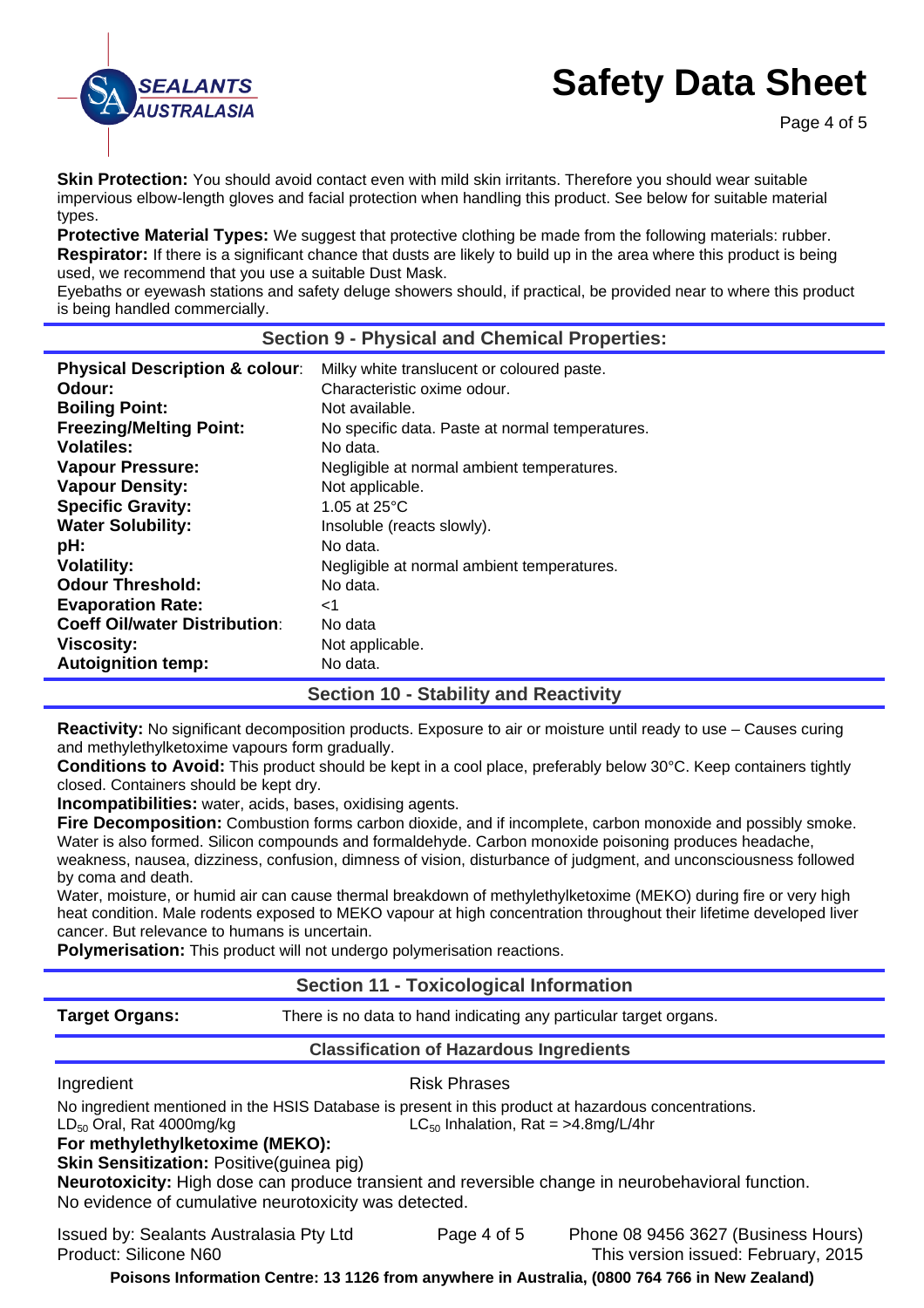**Skin Protection:** You should avoid contact even with mild skin irritants. Therefore you should wear suitable impervious elbow-length gloves and facial protection when handling this product. See below for suitable material types.
**Protective Material Types:** We suggest that protective clothing be made from the following materials: rubber.
**Respirator:** If there is a significant chance that dusts are likely to build up in the area where this product is being used, we recommend that you use a suitable Dust Mask.
Eyebaths or eyewash stations and safety deluge showers should, if practical, be provided near to where this product is being handled commercially.

## Section 9 - Physical and Chemical Properties:

| | |
|---|---|
| **Physical Description & colour**: | Milky white translucent or coloured paste. |
| **Odour:** | Characteristic oxime odour. |
| **Boiling Point:** | Not available. |
| **Freezing/Melting Point:** | No specific data. Paste at normal temperatures. |
| **Volatiles:** | No data. |
| **Vapour Pressure:** | Negligible at normal ambient temperatures. |
| **Vapour Density:** | Not applicable. |
| **Specific Gravity:** | 1.05 at 25°C |
| **Water Solubility:** | Insoluble (reacts slowly). |
| **pH:** | No data. |
| **Volatility:** | Negligible at normal ambient temperatures. |
| **Odour Threshold:** | No data. |
| **Evaporation Rate:** | <1 |
| **Coeff Oil/water Distribution**: | No data |
| **Viscosity:** | Not applicable. |
| **Autoignition temp:** | No data. |

## Section 10 - Stability and Reactivity

**Reactivity:** No significant decomposition products. Exposure to air or moisture until ready to use – Causes curing and methylethylketoxime vapours form gradually.
**Conditions to Avoid:** This product should be kept in a cool place, preferably below 30°C. Keep containers tightly closed. Containers should be kept dry.
**Incompatibilities:** water, acids, bases, oxidising agents.
**Fire Decomposition:** Combustion forms carbon dioxide, and if incomplete, carbon monoxide and possibly smoke. Water is also formed. Silicon compounds and formaldehyde. Carbon monoxide poisoning produces headache, weakness, nausea, dizziness, confusion, dimness of vision, disturbance of judgment, and unconsciousness followed by coma and death.
Water, moisture, or humid air can cause thermal breakdown of methylethylketoxime (MEKO) during fire or very high heat condition. Male rodents exposed to MEKO vapour at high concentration throughout their lifetime developed liver cancer. But relevance to humans is uncertain.
**Polymerisation:** This product will not undergo polymerisation reactions.

## Section 11 - Toxicological Information

**Target Organs:** There is no data to hand indicating any particular target organs.

### Classification of Hazardous Ingredients

| Ingredient | Risk Phrases |
|---|---|

No ingredient mentioned in the HSIS Database is present in this product at hazardous concentrations.
$LD_{50}$ Oral, Rat 4000mg/kg $LC_{50}$ Inhalation, Rat = >4.8mg/L/4hr
**For methylethylketoxime (MEKO):**
**Skin Sensitization:** Positive(guinea pig)
**Neurotoxicity:** High dose can produce transient and reversible change in neurobehavioral function.
No evidence of cumulative neurotoxicity was detected.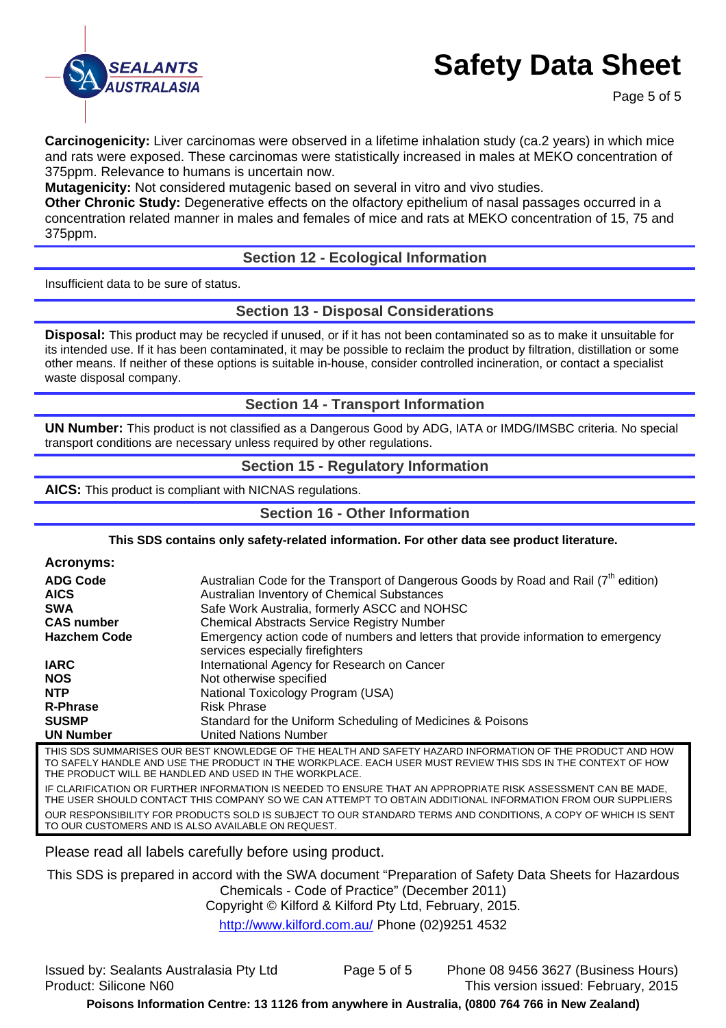**Carcinogenicity:** Liver carcinomas were observed in a lifetime inhalation study (ca.2 years) in which mice and rats were exposed. These carcinomas were statistically increased in males at MEKO concentration of 375ppm. Relevance to humans is uncertain now.
**Mutagenicity:** Not considered mutagenic based on several in vitro and vivo studies.
**Other Chronic Study:** Degenerative effects on the olfactory epithelium of nasal passages occurred in a concentration related manner in males and females of mice and rats at MEKO concentration of 15, 75 and 375ppm.

## Section 12 - Ecological Information

Insufficient data to be sure of status.

## Section 13 - Disposal Considerations

**Disposal:** This product may be recycled if unused, or if it has not been contaminated so as to make it unsuitable for its intended use. If it has been contaminated, it may be possible to reclaim the product by filtration, distillation or some other means. If neither of these options is suitable in-house, consider controlled incineration, or contact a specialist waste disposal company.

## Section 14 - Transport Information

**UN Number:** This product is not classified as a Dangerous Good by ADG, IATA or IMDG/IMSBC criteria. No special transport conditions are necessary unless required by other regulations.

## Section 15 - Regulatory Information

**AICS:** This product is compliant with NICNAS regulations.

## Section 16 - Other Information

**This SDS contains only safety-related information. For other data see product literature.**

**Acronyms:**

| | |
|---|---|
| **ADG Code** | Australian Code for the Transport of Dangerous Goods by Road and Rail (7th edition) |
| **AICS** | Australian Inventory of Chemical Substances |
| **SWA** | Safe Work Australia, formerly ASCC and NOHSC |
| **CAS number** | Chemical Abstracts Service Registry Number |
| **Hazchem Code** | Emergency action code of numbers and letters that provide information to emergency services especially firefighters |
| **IARC** | International Agency for Research on Cancer |
| **NOS** | Not otherwise specified |
| **NTP** | National Toxicology Program (USA) |
| **R-Phrase** | Risk Phrase |
| **SUSMP** | Standard for the Uniform Scheduling of Medicines & Poisons |
| **UN Number** | United Nations Number |

THIS SDS SUMMARISES OUR BEST KNOWLEDGE OF THE HEALTH AND SAFETY HAZARD INFORMATION OF THE PRODUCT AND HOW TO SAFELY HANDLE AND USE THE PRODUCT IN THE WORKPLACE. EACH USER MUST REVIEW THIS SDS IN THE CONTEXT OF HOW THE PRODUCT WILL BE HANDLED AND USED IN THE WORKPLACE.

IF CLARIFICATION OR FURTHER INFORMATION IS NEEDED TO ENSURE THAT AN APPROPRIATE RISK ASSESSMENT CAN BE MADE, THE USER SHOULD CONTACT THIS COMPANY SO WE CAN ATTEMPT TO OBTAIN ADDITIONAL INFORMATION FROM OUR SUPPLIERS

OUR RESPONSIBILITY FOR PRODUCTS SOLD IS SUBJECT TO OUR STANDARD TERMS AND CONDITIONS, A COPY OF WHICH IS SENT TO OUR CUSTOMERS AND IS ALSO AVAILABLE ON REQUEST.

Please read all labels carefully before using product.

This SDS is prepared in accord with the SWA document "Preparation of Safety Data Sheets for Hazardous Chemicals - Code of Practice" (December 2011)
Copyright © Kilford & Kilford Pty Ltd, February, 2015.
http://www.kilford.com.au/ Phone (02)9251 4532

Issued by: Sealants Australasia Pty Ltd
Product: Silicone N60
Phone 08 9456 3627 (Business Hours)
This version issued: February, 2015

**Poisons Information Centre: 13 1126 from anywhere in Australia, (0800 764 766 in New Zealand)**